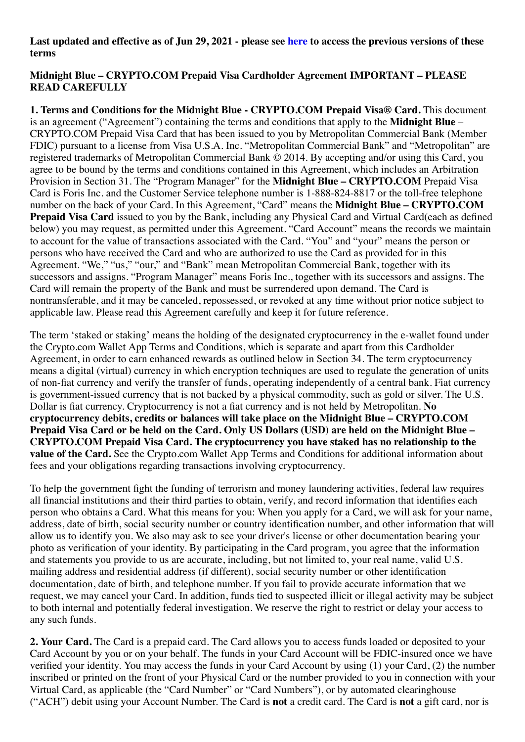**Last updated and effective as of Jun 29, 2021 - please see here to access the previous versions of these terms**

**Midnight Blue – CRYPTO.COM Prepaid Visa Cardholder Agreement IMPORTANT – PLEASE READ CAREFULLY**

**1. Terms and Conditions for the Midnight Blue - CRYPTO.COM Prepaid Visa® Card.** This document is an agreement ("Agreement") containing the terms and conditions that apply to the **Midnight Blue** – CRYPTO.COM Prepaid Visa Card that has been issued to you by Metropolitan Commercial Bank (Member FDIC) pursuant to a license from Visa U.S.A. Inc. "Metropolitan Commercial Bank" and "Metropolitan" are registered trademarks of Metropolitan Commercial Bank © 2014. By accepting and/or using this Card, you agree to be bound by the terms and conditions contained in this Agreement, which includes an Arbitration Provision in Section 31. The "Program Manager" for the **Midnight Blue – CRYPTO.COM** Prepaid Visa Card is Foris Inc. and the Customer Service telephone number is 1-888-824-8817 or the toll-free telephone number on the back of your Card. In this Agreement, "Card" means the **Midnight Blue – CRYPTO.COM Prepaid Visa Card** issued to you by the Bank, including any Physical Card and Virtual Card(each as defined below) you may request, as permitted under this Agreement. "Card Account" means the records we maintain to account for the value of transactions associated with the Card. "You" and "your" means the person or persons who have received the Card and who are authorized to use the Card as provided for in this Agreement. "We," "us," "our," and "Bank" mean Metropolitan Commercial Bank, together with its successors and assigns. "Program Manager" means Foris Inc., together with its successors and assigns. The Card will remain the property of the Bank and must be surrendered upon demand. The Card is nontransferable, and it may be canceled, repossessed, or revoked at any time without prior notice subject to applicable law. Please read this Agreement carefully and keep it for future reference.

The term 'staked or staking' means the holding of the designated cryptocurrency in the e-wallet found under the Crypto.com Wallet App Terms and Conditions, which is separate and apart from this Cardholder Agreement, in order to earn enhanced rewards as outlined below in Section 34. The term cryptocurrency means a digital (virtual) currency in which encryption techniques are used to regulate the generation of units of non-fiat currency and verify the transfer of funds, operating independently of a central bank. Fiat currency is government-issued currency that is not backed by a physical commodity, such as gold or silver. The U.S. Dollar is fiat currency. Cryptocurrency is not a fiat currency and is not held by Metropolitan. **No cryptocurrency debits, credits or balances will take place on the Midnight Blue – CRYPTO.COM Prepaid Visa Card or be held on the Card. Only US Dollars (USD) are held on the Midnight Blue – CRYPTO.COM Prepaid Visa Card. The cryptocurrency you have staked has no relationship to the value of the Card.** See the Crypto.com Wallet App Terms and Conditions for additional information about fees and your obligations regarding transactions involving cryptocurrency.

To help the government fight the funding of terrorism and money laundering activities, federal law requires all financial institutions and their third parties to obtain, verify, and record information that identifies each person who obtains a Card. What this means for you: When you apply for a Card, we will ask for your name, address, date of birth, social security number or country identification number, and other information that will allow us to identify you. We also may ask to see your driver's license or other documentation bearing your photo as verification of your identity. By participating in the Card program, you agree that the information and statements you provide to us are accurate, including, but not limited to, your real name, valid U.S. mailing address and residential address (if different), social security number or other identification documentation, date of birth, and telephone number. If you fail to provide accurate information that we request, we may cancel your Card. In addition, funds tied to suspected illicit or illegal activity may be subject to both internal and potentially federal investigation. We reserve the right to restrict or delay your access to any such funds.

**2. Your Card.** The Card is a prepaid card. The Card allows you to access funds loaded or deposited to your Card Account by you or on your behalf. The funds in your Card Account will be FDIC-insured once we have verified your identity. You may access the funds in your Card Account by using (1) your Card, (2) the number inscribed or printed on the front of your Physical Card or the number provided to you in connection with your Virtual Card, as applicable (the "Card Number" or "Card Numbers"), or by automated clearinghouse ("ACH") debit using your Account Number. The Card is **not** a credit card. The Card is **not** a gift card, nor is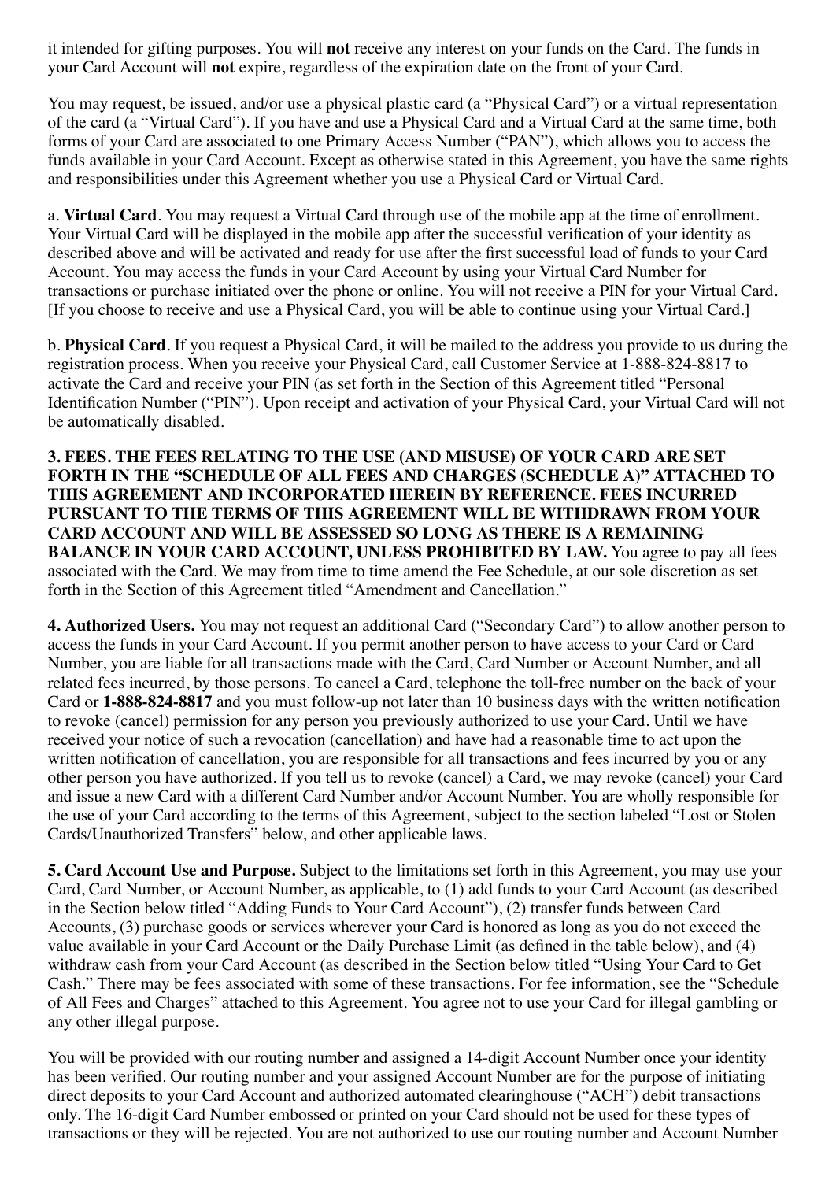it intended for gifting purposes. You will **not** receive any interest on your funds on the Card. The funds in your Card Account will **not** expire, regardless of the expiration date on the front of your Card.

You may request, be issued, and/or use a physical plastic card (a "Physical Card") or a virtual representation of the card (a "Virtual Card"). If you have and use a Physical Card and a Virtual Card at the same time, both forms of your Card are associated to one Primary Access Number ("PAN"), which allows you to access the funds available in your Card Account. Except as otherwise stated in this Agreement, you have the same rights and responsibilities under this Agreement whether you use a Physical Card or Virtual Card.

a. **Virtual Card**. You may request a Virtual Card through use of the mobile app at the time of enrollment. Your Virtual Card will be displayed in the mobile app after the successful verification of your identity as described above and will be activated and ready for use after the first successful load of funds to your Card Account. You may access the funds in your Card Account by using your Virtual Card Number for transactions or purchase initiated over the phone or online. You will not receive a PIN for your Virtual Card. [If you choose to receive and use a Physical Card, you will be able to continue using your Virtual Card.]

b. **Physical Card**. If you request a Physical Card, it will be mailed to the address you provide to us during the registration process. When you receive your Physical Card, call Customer Service at 1-888-824-8817 to activate the Card and receive your PIN (as set forth in the Section of this Agreement titled "Personal Identification Number ("PIN"). Upon receipt and activation of your Physical Card, your Virtual Card will not be automatically disabled.

**3. FEES. THE FEES RELATING TO THE USE (AND MISUSE) OF YOUR CARD ARE SET FORTH IN THE "SCHEDULE OF ALL FEES AND CHARGES (SCHEDULE A)" ATTACHED TO THIS AGREEMENT AND INCORPORATED HEREIN BY REFERENCE. FEES INCURRED PURSUANT TO THE TERMS OF THIS AGREEMENT WILL BE WITHDRAWN FROM YOUR CARD ACCOUNT AND WILL BE ASSESSED SO LONG AS THERE IS A REMAINING BALANCE IN YOUR CARD ACCOUNT, UNLESS PROHIBITED BY LAW.** You agree to pay all fees associated with the Card. We may from time to time amend the Fee Schedule, at our sole discretion as set forth in the Section of this Agreement titled "Amendment and Cancellation."

**4. Authorized Users.** You may not request an additional Card ("Secondary Card") to allow another person to access the funds in your Card Account. If you permit another person to have access to your Card or Card Number, you are liable for all transactions made with the Card, Card Number or Account Number, and all related fees incurred, by those persons. To cancel a Card, telephone the toll-free number on the back of your Card or **1-888-824-8817** and you must follow-up not later than 10 business days with the written notification to revoke (cancel) permission for any person you previously authorized to use your Card. Until we have received your notice of such a revocation (cancellation) and have had a reasonable time to act upon the written notification of cancellation, you are responsible for all transactions and fees incurred by you or any other person you have authorized. If you tell us to revoke (cancel) a Card, we may revoke (cancel) your Card and issue a new Card with a different Card Number and/or Account Number. You are wholly responsible for the use of your Card according to the terms of this Agreement, subject to the section labeled "Lost or Stolen Cards/Unauthorized Transfers" below, and other applicable laws.

**5. Card Account Use and Purpose.** Subject to the limitations set forth in this Agreement, you may use your Card, Card Number, or Account Number, as applicable, to (1) add funds to your Card Account (as described in the Section below titled "Adding Funds to Your Card Account"), (2) transfer funds between Card Accounts, (3) purchase goods or services wherever your Card is honored as long as you do not exceed the value available in your Card Account or the Daily Purchase Limit (as defined in the table below), and (4) withdraw cash from your Card Account (as described in the Section below titled "Using Your Card to Get Cash." There may be fees associated with some of these transactions. For fee information, see the "Schedule of All Fees and Charges" attached to this Agreement. You agree not to use your Card for illegal gambling or any other illegal purpose.

You will be provided with our routing number and assigned a 14-digit Account Number once your identity has been verified. Our routing number and your assigned Account Number are for the purpose of initiating direct deposits to your Card Account and authorized automated clearinghouse ("ACH") debit transactions only. The 16-digit Card Number embossed or printed on your Card should not be used for these types of transactions or they will be rejected. You are not authorized to use our routing number and Account Number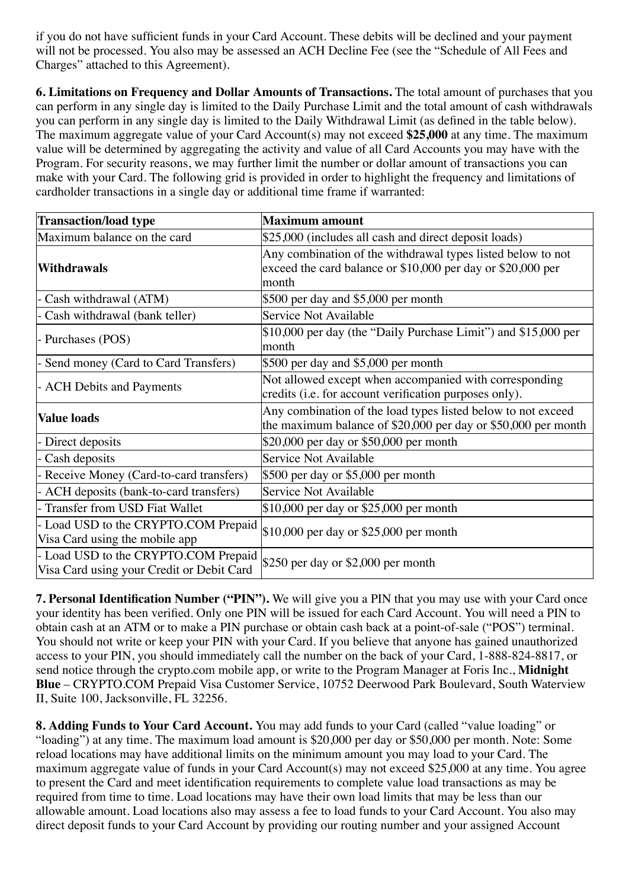if you do not have sufficient funds in your Card Account. These debits will be declined and your payment will not be processed. You also may be assessed an ACH Decline Fee (see the "Schedule of All Fees and Charges" attached to this Agreement).

**6. Limitations on Frequency and Dollar Amounts of Transactions.** The total amount of purchases that you can perform in any single day is limited to the Daily Purchase Limit and the total amount of cash withdrawals you can perform in any single day is limited to the Daily Withdrawal Limit (as defined in the table below). The maximum aggregate value of your Card Account(s) may not exceed **$25,000** at any time. The maximum value will be determined by aggregating the activity and value of all Card Accounts you may have with the Program. For security reasons, we may further limit the number or dollar amount of transactions you can make with your Card. The following grid is provided in order to highlight the frequency and limitations of cardholder transactions in a single day or additional time frame if warranted:

| **Transaction/load type** | **Maximum amount** |
| --- | --- |
| Maximum balance on the card | $25,000 (includes all cash and direct deposit loads) |
| **Withdrawals** | Any combination of the withdrawal types listed below to not exceed the card balance or $10,000 per day or $20,000 per month |
| - Cash withdrawal (ATM) | $500 per day and $5,000 per month |
| - Cash withdrawal (bank teller) | Service Not Available |
| - Purchases (POS) | $10,000 per day (the "Daily Purchase Limit") and $15,000 per month |
| - Send money (Card to Card Transfers) | $500 per day and $5,000 per month |
| - ACH Debits and Payments | Not allowed except when accompanied with corresponding credits (i.e. for account verification purposes only). |
| **Value loads** | Any combination of the load types listed below to not exceed the maximum balance of $20,000 per day or $50,000 per month |
| - Direct deposits | $20,000 per day or $50,000 per month |
| - Cash deposits | Service Not Available |
| - Receive Money (Card-to-card transfers) | $500 per day or $5,000 per month |
| - ACH deposits (bank-to-card transfers) | Service Not Available |
| - Transfer from USD Fiat Wallet | $10,000 per day or $25,000 per month |
| - Load USD to the CRYPTO.COM Prepaid Visa Card using the mobile app | $10,000 per day or $25,000 per month |
| - Load USD to the CRYPTO.COM Prepaid Visa Card using your Credit or Debit Card | $250 per day or $2,000 per month |

**7. Personal Identification Number ("PIN").** We will give you a PIN that you may use with your Card once your identity has been verified. Only one PIN will be issued for each Card Account. You will need a PIN to obtain cash at an ATM or to make a PIN purchase or obtain cash back at a point-of-sale ("POS") terminal. You should not write or keep your PIN with your Card. If you believe that anyone has gained unauthorized access to your PIN, you should immediately call the number on the back of your Card, 1-888-824-8817, or send notice through the crypto.com mobile app, or write to the Program Manager at Foris Inc., **Midnight Blue** – CRYPTO.COM Prepaid Visa Customer Service, 10752 Deerwood Park Boulevard, South Waterview II, Suite 100, Jacksonville, FL 32256.

**8. Adding Funds to Your Card Account.** You may add funds to your Card (called "value loading" or "loading") at any time. The maximum load amount is $20,000 per day or $50,000 per month. Note: Some reload locations may have additional limits on the minimum amount you may load to your Card. The maximum aggregate value of funds in your Card Account(s) may not exceed $25,000 at any time. You agree to present the Card and meet identification requirements to complete value load transactions as may be required from time to time. Load locations may have their own load limits that may be less than our allowable amount. Load locations also may assess a fee to load funds to your Card Account. You also may direct deposit funds to your Card Account by providing our routing number and your assigned Account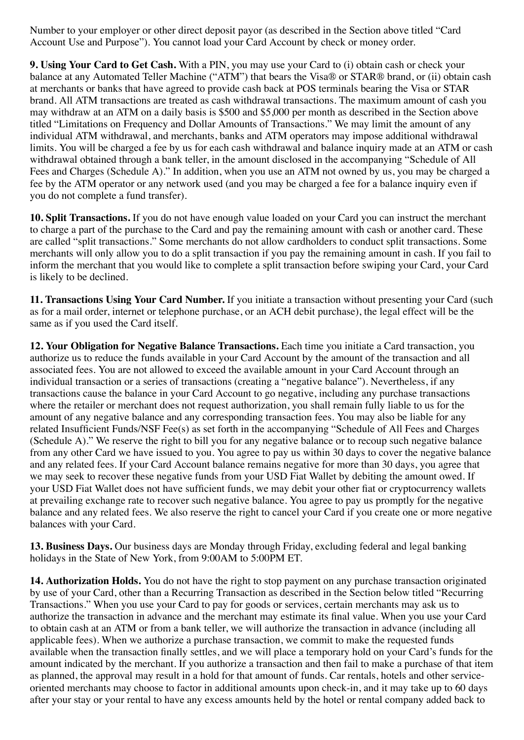Number to your employer or other direct deposit payor (as described in the Section above titled "Card Account Use and Purpose"). You cannot load your Card Account by check or money order.

**9. Using Your Card to Get Cash.** With a PIN, you may use your Card to (i) obtain cash or check your balance at any Automated Teller Machine ("ATM") that bears the Visa® or STAR® brand, or (ii) obtain cash at merchants or banks that have agreed to provide cash back at POS terminals bearing the Visa or STAR brand. All ATM transactions are treated as cash withdrawal transactions. The maximum amount of cash you may withdraw at an ATM on a daily basis is $500 and $5,000 per month as described in the Section above titled "Limitations on Frequency and Dollar Amounts of Transactions." We may limit the amount of any individual ATM withdrawal, and merchants, banks and ATM operators may impose additional withdrawal limits. You will be charged a fee by us for each cash withdrawal and balance inquiry made at an ATM or cash withdrawal obtained through a bank teller, in the amount disclosed in the accompanying "Schedule of All Fees and Charges (Schedule A)." In addition, when you use an ATM not owned by us, you may be charged a fee by the ATM operator or any network used (and you may be charged a fee for a balance inquiry even if you do not complete a fund transfer).

**10. Split Transactions.** If you do not have enough value loaded on your Card you can instruct the merchant to charge a part of the purchase to the Card and pay the remaining amount with cash or another card. These are called "split transactions." Some merchants do not allow cardholders to conduct split transactions. Some merchants will only allow you to do a split transaction if you pay the remaining amount in cash. If you fail to inform the merchant that you would like to complete a split transaction before swiping your Card, your Card is likely to be declined.

**11. Transactions Using Your Card Number.** If you initiate a transaction without presenting your Card (such as for a mail order, internet or telephone purchase, or an ACH debit purchase), the legal effect will be the same as if you used the Card itself.

**12. Your Obligation for Negative Balance Transactions.** Each time you initiate a Card transaction, you authorize us to reduce the funds available in your Card Account by the amount of the transaction and all associated fees. You are not allowed to exceed the available amount in your Card Account through an individual transaction or a series of transactions (creating a "negative balance"). Nevertheless, if any transactions cause the balance in your Card Account to go negative, including any purchase transactions where the retailer or merchant does not request authorization, you shall remain fully liable to us for the amount of any negative balance and any corresponding transaction fees. You may also be liable for any related Insufficient Funds/NSF Fee(s) as set forth in the accompanying "Schedule of All Fees and Charges (Schedule A)." We reserve the right to bill you for any negative balance or to recoup such negative balance from any other Card we have issued to you. You agree to pay us within 30 days to cover the negative balance and any related fees. If your Card Account balance remains negative for more than 30 days, you agree that we may seek to recover these negative funds from your USD Fiat Wallet by debiting the amount owed. If your USD Fiat Wallet does not have sufficient funds, we may debit your other fiat or cryptocurrency wallets at prevailing exchange rate to recover such negative balance. You agree to pay us promptly for the negative balance and any related fees. We also reserve the right to cancel your Card if you create one or more negative balances with your Card.

**13. Business Days.** Our business days are Monday through Friday, excluding federal and legal banking holidays in the State of New York, from 9:00AM to 5:00PM ET.

**14. Authorization Holds.** You do not have the right to stop payment on any purchase transaction originated by use of your Card, other than a Recurring Transaction as described in the Section below titled "Recurring Transactions." When you use your Card to pay for goods or services, certain merchants may ask us to authorize the transaction in advance and the merchant may estimate its final value. When you use your Card to obtain cash at an ATM or from a bank teller, we will authorize the transaction in advance (including all applicable fees). When we authorize a purchase transaction, we commit to make the requested funds available when the transaction finally settles, and we will place a temporary hold on your Card's funds for the amount indicated by the merchant. If you authorize a transaction and then fail to make a purchase of that item as planned, the approval may result in a hold for that amount of funds. Car rentals, hotels and other service-oriented merchants may choose to factor in additional amounts upon check-in, and it may take up to 60 days after your stay or your rental to have any excess amounts held by the hotel or rental company added back to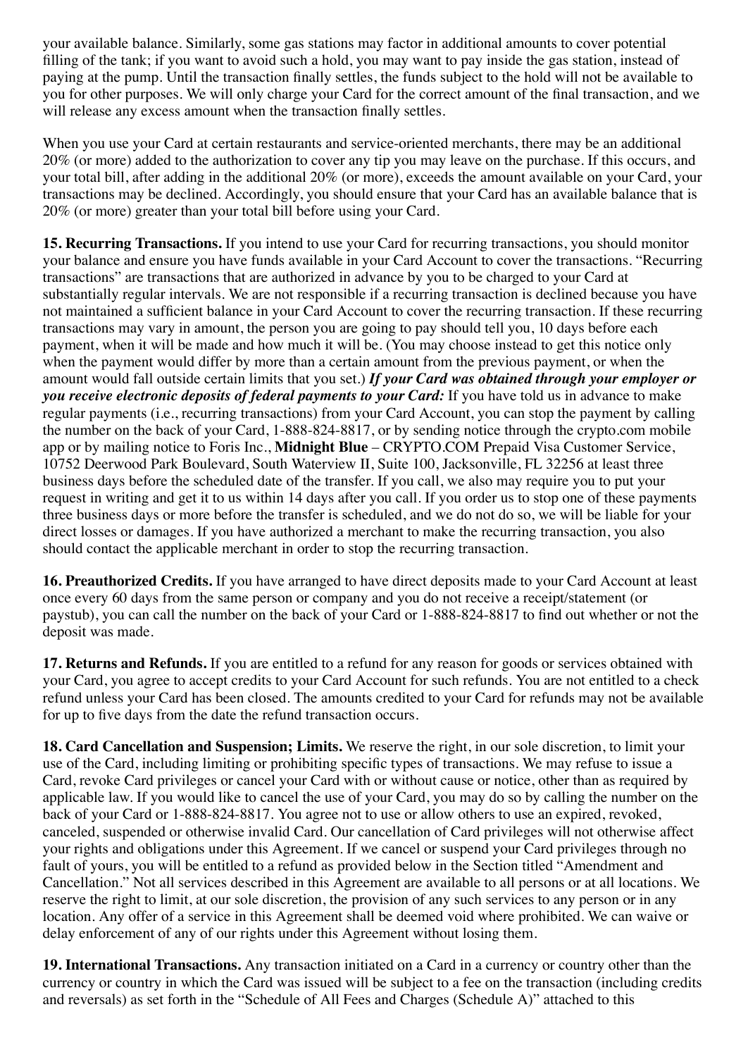your available balance. Similarly, some gas stations may factor in additional amounts to cover potential filling of the tank; if you want to avoid such a hold, you may want to pay inside the gas station, instead of paying at the pump. Until the transaction finally settles, the funds subject to the hold will not be available to you for other purposes. We will only charge your Card for the correct amount of the final transaction, and we will release any excess amount when the transaction finally settles.

When you use your Card at certain restaurants and service-oriented merchants, there may be an additional 20% (or more) added to the authorization to cover any tip you may leave on the purchase. If this occurs, and your total bill, after adding in the additional 20% (or more), exceeds the amount available on your Card, your transactions may be declined. Accordingly, you should ensure that your Card has an available balance that is 20% (or more) greater than your total bill before using your Card.

**15. Recurring Transactions.** If you intend to use your Card for recurring transactions, you should monitor your balance and ensure you have funds available in your Card Account to cover the transactions. "Recurring transactions" are transactions that are authorized in advance by you to be charged to your Card at substantially regular intervals. We are not responsible if a recurring transaction is declined because you have not maintained a sufficient balance in your Card Account to cover the recurring transaction. If these recurring transactions may vary in amount, the person you are going to pay should tell you, 10 days before each payment, when it will be made and how much it will be. (You may choose instead to get this notice only when the payment would differ by more than a certain amount from the previous payment, or when the amount would fall outside certain limits that you set.) ***If your Card was obtained through your employer or you receive electronic deposits of federal payments to your Card:*** If you have told us in advance to make regular payments (i.e., recurring transactions) from your Card Account, you can stop the payment by calling the number on the back of your Card, 1-888-824-8817, or by sending notice through the crypto.com mobile app or by mailing notice to Foris Inc., **Midnight Blue** – CRYPTO.COM Prepaid Visa Customer Service, 10752 Deerwood Park Boulevard, South Waterview II, Suite 100, Jacksonville, FL 32256 at least three business days before the scheduled date of the transfer. If you call, we also may require you to put your request in writing and get it to us within 14 days after you call. If you order us to stop one of these payments three business days or more before the transfer is scheduled, and we do not do so, we will be liable for your direct losses or damages. If you have authorized a merchant to make the recurring transaction, you also should contact the applicable merchant in order to stop the recurring transaction.

**16. Preauthorized Credits.** If you have arranged to have direct deposits made to your Card Account at least once every 60 days from the same person or company and you do not receive a receipt/statement (or paystub), you can call the number on the back of your Card or 1-888-824-8817 to find out whether or not the deposit was made.

**17. Returns and Refunds.** If you are entitled to a refund for any reason for goods or services obtained with your Card, you agree to accept credits to your Card Account for such refunds. You are not entitled to a check refund unless your Card has been closed. The amounts credited to your Card for refunds may not be available for up to five days from the date the refund transaction occurs.

**18. Card Cancellation and Suspension; Limits.** We reserve the right, in our sole discretion, to limit your use of the Card, including limiting or prohibiting specific types of transactions. We may refuse to issue a Card, revoke Card privileges or cancel your Card with or without cause or notice, other than as required by applicable law. If you would like to cancel the use of your Card, you may do so by calling the number on the back of your Card or 1-888-824-8817. You agree not to use or allow others to use an expired, revoked, canceled, suspended or otherwise invalid Card. Our cancellation of Card privileges will not otherwise affect your rights and obligations under this Agreement. If we cancel or suspend your Card privileges through no fault of yours, you will be entitled to a refund as provided below in the Section titled "Amendment and Cancellation." Not all services described in this Agreement are available to all persons or at all locations. We reserve the right to limit, at our sole discretion, the provision of any such services to any person or in any location. Any offer of a service in this Agreement shall be deemed void where prohibited. We can waive or delay enforcement of any of our rights under this Agreement without losing them.

**19. International Transactions.** Any transaction initiated on a Card in a currency or country other than the currency or country in which the Card was issued will be subject to a fee on the transaction (including credits and reversals) as set forth in the "Schedule of All Fees and Charges (Schedule A)" attached to this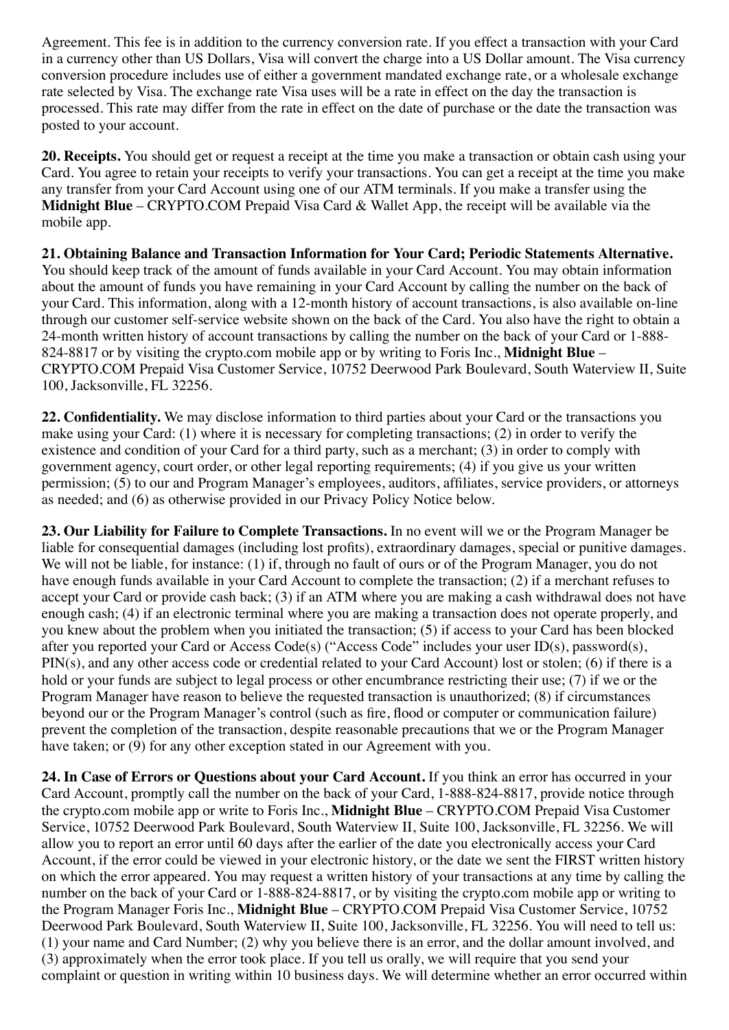Agreement. This fee is in addition to the currency conversion rate. If you effect a transaction with your Card in a currency other than US Dollars, Visa will convert the charge into a US Dollar amount. The Visa currency conversion procedure includes use of either a government mandated exchange rate, or a wholesale exchange rate selected by Visa. The exchange rate Visa uses will be a rate in effect on the day the transaction is processed. This rate may differ from the rate in effect on the date of purchase or the date the transaction was posted to your account.

**20. Receipts.** You should get or request a receipt at the time you make a transaction or obtain cash using your Card. You agree to retain your receipts to verify your transactions. You can get a receipt at the time you make any transfer from your Card Account using one of our ATM terminals. If you make a transfer using the **Midnight Blue** – CRYPTO.COM Prepaid Visa Card & Wallet App, the receipt will be available via the mobile app.

**21. Obtaining Balance and Transaction Information for Your Card; Periodic Statements Alternative.** You should keep track of the amount of funds available in your Card Account. You may obtain information about the amount of funds you have remaining in your Card Account by calling the number on the back of your Card. This information, along with a 12-month history of account transactions, is also available on-line through our customer self-service website shown on the back of the Card. You also have the right to obtain a 24-month written history of account transactions by calling the number on the back of your Card or 1-888-824-8817 or by visiting the crypto.com mobile app or by writing to Foris Inc., **Midnight Blue** – CRYPTO.COM Prepaid Visa Customer Service, 10752 Deerwood Park Boulevard, South Waterview II, Suite 100, Jacksonville, FL 32256.

**22. Confidentiality.** We may disclose information to third parties about your Card or the transactions you make using your Card: (1) where it is necessary for completing transactions; (2) in order to verify the existence and condition of your Card for a third party, such as a merchant; (3) in order to comply with government agency, court order, or other legal reporting requirements; (4) if you give us your written permission; (5) to our and Program Manager's employees, auditors, affiliates, service providers, or attorneys as needed; and (6) as otherwise provided in our Privacy Policy Notice below.

**23. Our Liability for Failure to Complete Transactions.** In no event will we or the Program Manager be liable for consequential damages (including lost profits), extraordinary damages, special or punitive damages. We will not be liable, for instance: (1) if, through no fault of ours or of the Program Manager, you do not have enough funds available in your Card Account to complete the transaction; (2) if a merchant refuses to accept your Card or provide cash back; (3) if an ATM where you are making a cash withdrawal does not have enough cash; (4) if an electronic terminal where you are making a transaction does not operate properly, and you knew about the problem when you initiated the transaction; (5) if access to your Card has been blocked after you reported your Card or Access Code(s) ("Access Code" includes your user ID(s), password(s), PIN(s), and any other access code or credential related to your Card Account) lost or stolen; (6) if there is a hold or your funds are subject to legal process or other encumbrance restricting their use; (7) if we or the Program Manager have reason to believe the requested transaction is unauthorized; (8) if circumstances beyond our or the Program Manager's control (such as fire, flood or computer or communication failure) prevent the completion of the transaction, despite reasonable precautions that we or the Program Manager have taken; or (9) for any other exception stated in our Agreement with you.

**24. In Case of Errors or Questions about your Card Account.** If you think an error has occurred in your Card Account, promptly call the number on the back of your Card, 1-888-824-8817, provide notice through the crypto.com mobile app or write to Foris Inc., **Midnight Blue** – CRYPTO.COM Prepaid Visa Customer Service, 10752 Deerwood Park Boulevard, South Waterview II, Suite 100, Jacksonville, FL 32256. We will allow you to report an error until 60 days after the earlier of the date you electronically access your Card Account, if the error could be viewed in your electronic history, or the date we sent the FIRST written history on which the error appeared. You may request a written history of your transactions at any time by calling the number on the back of your Card or 1-888-824-8817, or by visiting the crypto.com mobile app or writing to the Program Manager Foris Inc., **Midnight Blue** – CRYPTO.COM Prepaid Visa Customer Service, 10752 Deerwood Park Boulevard, South Waterview II, Suite 100, Jacksonville, FL 32256. You will need to tell us: (1) your name and Card Number; (2) why you believe there is an error, and the dollar amount involved, and (3) approximately when the error took place. If you tell us orally, we will require that you send your complaint or question in writing within 10 business days. We will determine whether an error occurred within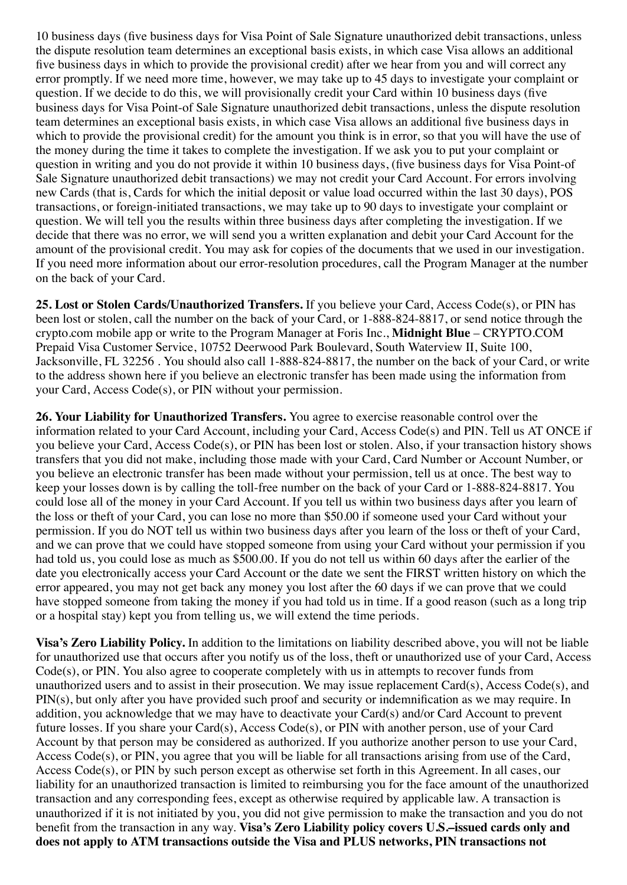10 business days (five business days for Visa Point of Sale Signature unauthorized debit transactions, unless the dispute resolution team determines an exceptional basis exists, in which case Visa allows an additional five business days in which to provide the provisional credit) after we hear from you and will correct any error promptly. If we need more time, however, we may take up to 45 days to investigate your complaint or question. If we decide to do this, we will provisionally credit your Card within 10 business days (five business days for Visa Point-of Sale Signature unauthorized debit transactions, unless the dispute resolution team determines an exceptional basis exists, in which case Visa allows an additional five business days in which to provide the provisional credit) for the amount you think is in error, so that you will have the use of the money during the time it takes to complete the investigation. If we ask you to put your complaint or question in writing and you do not provide it within 10 business days, (five business days for Visa Point-of Sale Signature unauthorized debit transactions) we may not credit your Card Account. For errors involving new Cards (that is, Cards for which the initial deposit or value load occurred within the last 30 days), POS transactions, or foreign-initiated transactions, we may take up to 90 days to investigate your complaint or question. We will tell you the results within three business days after completing the investigation. If we decide that there was no error, we will send you a written explanation and debit your Card Account for the amount of the provisional credit. You may ask for copies of the documents that we used in our investigation. If you need more information about our error-resolution procedures, call the Program Manager at the number on the back of your Card.

**25. Lost or Stolen Cards/Unauthorized Transfers.** If you believe your Card, Access Code(s), or PIN has been lost or stolen, call the number on the back of your Card, or 1-888-824-8817, or send notice through the crypto.com mobile app or write to the Program Manager at Foris Inc., **Midnight Blue** – CRYPTO.COM Prepaid Visa Customer Service, 10752 Deerwood Park Boulevard, South Waterview II, Suite 100, Jacksonville, FL 32256 . You should also call 1-888-824-8817, the number on the back of your Card, or write to the address shown here if you believe an electronic transfer has been made using the information from your Card, Access Code(s), or PIN without your permission.

**26. Your Liability for Unauthorized Transfers.** You agree to exercise reasonable control over the information related to your Card Account, including your Card, Access Code(s) and PIN. Tell us AT ONCE if you believe your Card, Access Code(s), or PIN has been lost or stolen. Also, if your transaction history shows transfers that you did not make, including those made with your Card, Card Number or Account Number, or you believe an electronic transfer has been made without your permission, tell us at once. The best way to keep your losses down is by calling the toll-free number on the back of your Card or 1-888-824-8817. You could lose all of the money in your Card Account. If you tell us within two business days after you learn of the loss or theft of your Card, you can lose no more than $50.00 if someone used your Card without your permission. If you do NOT tell us within two business days after you learn of the loss or theft of your Card, and we can prove that we could have stopped someone from using your Card without your permission if you had told us, you could lose as much as $500.00. If you do not tell us within 60 days after the earlier of the date you electronically access your Card Account or the date we sent the FIRST written history on which the error appeared, you may not get back any money you lost after the 60 days if we can prove that we could have stopped someone from taking the money if you had told us in time. If a good reason (such as a long trip or a hospital stay) kept you from telling us, we will extend the time periods.

**Visa's Zero Liability Policy.** In addition to the limitations on liability described above, you will not be liable for unauthorized use that occurs after you notify us of the loss, theft or unauthorized use of your Card, Access Code(s), or PIN. You also agree to cooperate completely with us in attempts to recover funds from unauthorized users and to assist in their prosecution. We may issue replacement Card(s), Access Code(s), and PIN(s), but only after you have provided such proof and security or indemnification as we may require. In addition, you acknowledge that we may have to deactivate your Card(s) and/or Card Account to prevent future losses. If you share your Card(s), Access Code(s), or PIN with another person, use of your Card Account by that person may be considered as authorized. If you authorize another person to use your Card, Access Code(s), or PIN, you agree that you will be liable for all transactions arising from use of the Card, Access Code(s), or PIN by such person except as otherwise set forth in this Agreement. In all cases, our liability for an unauthorized transaction is limited to reimbursing you for the face amount of the unauthorized transaction and any corresponding fees, except as otherwise required by applicable law. A transaction is unauthorized if it is not initiated by you, you did not give permission to make the transaction and you do not benefit from the transaction in any way. **Visa's Zero Liability policy covers U.S.–issued cards only and does not apply to ATM transactions outside the Visa and PLUS networks, PIN transactions not**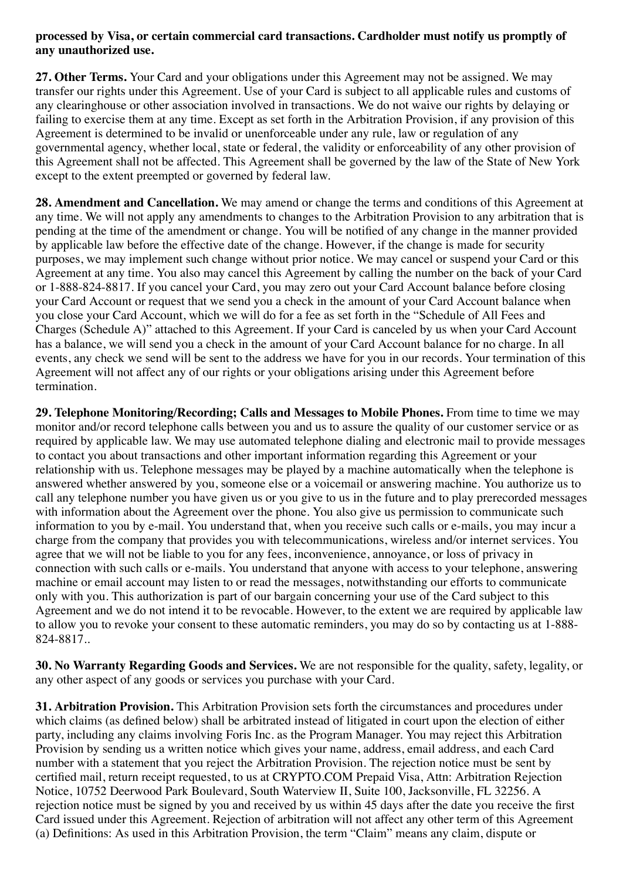**processed by Visa, or certain commercial card transactions. Cardholder must notify us promptly of any unauthorized use.**

**27. Other Terms.** Your Card and your obligations under this Agreement may not be assigned. We may transfer our rights under this Agreement. Use of your Card is subject to all applicable rules and customs of any clearinghouse or other association involved in transactions. We do not waive our rights by delaying or failing to exercise them at any time. Except as set forth in the Arbitration Provision, if any provision of this Agreement is determined to be invalid or unenforceable under any rule, law or regulation of any governmental agency, whether local, state or federal, the validity or enforceability of any other provision of this Agreement shall not be affected. This Agreement shall be governed by the law of the State of New York except to the extent preempted or governed by federal law.

**28. Amendment and Cancellation.** We may amend or change the terms and conditions of this Agreement at any time. We will not apply any amendments to changes to the Arbitration Provision to any arbitration that is pending at the time of the amendment or change. You will be notified of any change in the manner provided by applicable law before the effective date of the change. However, if the change is made for security purposes, we may implement such change without prior notice. We may cancel or suspend your Card or this Agreement at any time. You also may cancel this Agreement by calling the number on the back of your Card or 1-888-824-8817. If you cancel your Card, you may zero out your Card Account balance before closing your Card Account or request that we send you a check in the amount of your Card Account balance when you close your Card Account, which we will do for a fee as set forth in the "Schedule of All Fees and Charges (Schedule A)" attached to this Agreement. If your Card is canceled by us when your Card Account has a balance, we will send you a check in the amount of your Card Account balance for no charge. In all events, any check we send will be sent to the address we have for you in our records. Your termination of this Agreement will not affect any of our rights or your obligations arising under this Agreement before termination.

**29. Telephone Monitoring/Recording; Calls and Messages to Mobile Phones.** From time to time we may monitor and/or record telephone calls between you and us to assure the quality of our customer service or as required by applicable law. We may use automated telephone dialing and electronic mail to provide messages to contact you about transactions and other important information regarding this Agreement or your relationship with us. Telephone messages may be played by a machine automatically when the telephone is answered whether answered by you, someone else or a voicemail or answering machine. You authorize us to call any telephone number you have given us or you give to us in the future and to play prerecorded messages with information about the Agreement over the phone. You also give us permission to communicate such information to you by e-mail. You understand that, when you receive such calls or e-mails, you may incur a charge from the company that provides you with telecommunications, wireless and/or internet services. You agree that we will not be liable to you for any fees, inconvenience, annoyance, or loss of privacy in connection with such calls or e-mails. You understand that anyone with access to your telephone, answering machine or email account may listen to or read the messages, notwithstanding our efforts to communicate only with you. This authorization is part of our bargain concerning your use of the Card subject to this Agreement and we do not intend it to be revocable. However, to the extent we are required by applicable law to allow you to revoke your consent to these automatic reminders, you may do so by contacting us at 1-888-824-8817..

**30. No Warranty Regarding Goods and Services.** We are not responsible for the quality, safety, legality, or any other aspect of any goods or services you purchase with your Card.

**31. Arbitration Provision.** This Arbitration Provision sets forth the circumstances and procedures under which claims (as defined below) shall be arbitrated instead of litigated in court upon the election of either party, including any claims involving Foris Inc. as the Program Manager. You may reject this Arbitration Provision by sending us a written notice which gives your name, address, email address, and each Card number with a statement that you reject the Arbitration Provision. The rejection notice must be sent by certified mail, return receipt requested, to us at CRYPTO.COM Prepaid Visa, Attn: Arbitration Rejection Notice, 10752 Deerwood Park Boulevard, South Waterview II, Suite 100, Jacksonville, FL 32256. A rejection notice must be signed by you and received by us within 45 days after the date you receive the first Card issued under this Agreement. Rejection of arbitration will not affect any other term of this Agreement (a) Definitions: As used in this Arbitration Provision, the term "Claim" means any claim, dispute or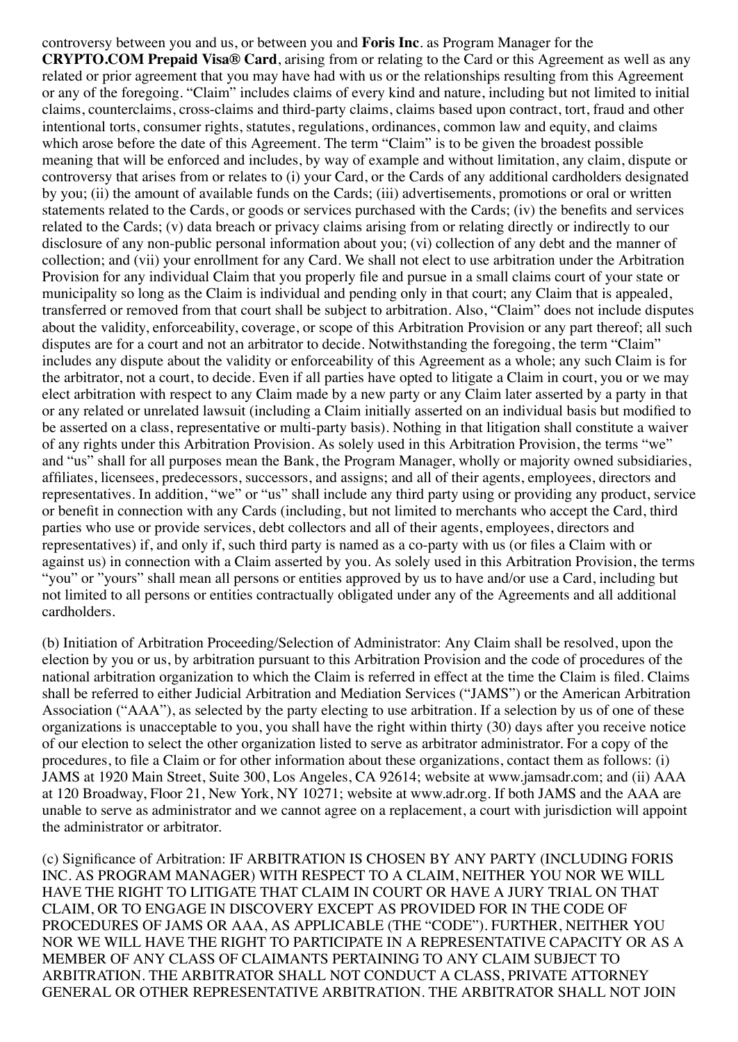controversy between you and us, or between you and **Foris Inc**. as Program Manager for the **CRYPTO.COM Prepaid Visa® Card**, arising from or relating to the Card or this Agreement as well as any related or prior agreement that you may have had with us or the relationships resulting from this Agreement or any of the foregoing. "Claim" includes claims of every kind and nature, including but not limited to initial claims, counterclaims, cross-claims and third-party claims, claims based upon contract, tort, fraud and other intentional torts, consumer rights, statutes, regulations, ordinances, common law and equity, and claims which arose before the date of this Agreement. The term "Claim" is to be given the broadest possible meaning that will be enforced and includes, by way of example and without limitation, any claim, dispute or controversy that arises from or relates to (i) your Card, or the Cards of any additional cardholders designated by you; (ii) the amount of available funds on the Cards; (iii) advertisements, promotions or oral or written statements related to the Cards, or goods or services purchased with the Cards; (iv) the benefits and services related to the Cards; (v) data breach or privacy claims arising from or relating directly or indirectly to our disclosure of any non-public personal information about you; (vi) collection of any debt and the manner of collection; and (vii) your enrollment for any Card. We shall not elect to use arbitration under the Arbitration Provision for any individual Claim that you properly file and pursue in a small claims court of your state or municipality so long as the Claim is individual and pending only in that court; any Claim that is appealed, transferred or removed from that court shall be subject to arbitration. Also, "Claim" does not include disputes about the validity, enforceability, coverage, or scope of this Arbitration Provision or any part thereof; all such disputes are for a court and not an arbitrator to decide. Notwithstanding the foregoing, the term "Claim" includes any dispute about the validity or enforceability of this Agreement as a whole; any such Claim is for the arbitrator, not a court, to decide. Even if all parties have opted to litigate a Claim in court, you or we may elect arbitration with respect to any Claim made by a new party or any Claim later asserted by a party in that or any related or unrelated lawsuit (including a Claim initially asserted on an individual basis but modified to be asserted on a class, representative or multi-party basis). Nothing in that litigation shall constitute a waiver of any rights under this Arbitration Provision. As solely used in this Arbitration Provision, the terms "we" and "us" shall for all purposes mean the Bank, the Program Manager, wholly or majority owned subsidiaries, affiliates, licensees, predecessors, successors, and assigns; and all of their agents, employees, directors and representatives. In addition, "we" or "us" shall include any third party using or providing any product, service or benefit in connection with any Cards (including, but not limited to merchants who accept the Card, third parties who use or provide services, debt collectors and all of their agents, employees, directors and representatives) if, and only if, such third party is named as a co-party with us (or files a Claim with or against us) in connection with a Claim asserted by you. As solely used in this Arbitration Provision, the terms "you" or "yours" shall mean all persons or entities approved by us to have and/or use a Card, including but not limited to all persons or entities contractually obligated under any of the Agreements and all additional cardholders.

(b) Initiation of Arbitration Proceeding/Selection of Administrator: Any Claim shall be resolved, upon the election by you or us, by arbitration pursuant to this Arbitration Provision and the code of procedures of the national arbitration organization to which the Claim is referred in effect at the time the Claim is filed. Claims shall be referred to either Judicial Arbitration and Mediation Services ("JAMS") or the American Arbitration Association ("AAA"), as selected by the party electing to use arbitration. If a selection by us of one of these organizations is unacceptable to you, you shall have the right within thirty (30) days after you receive notice of our election to select the other organization listed to serve as arbitrator administrator. For a copy of the procedures, to file a Claim or for other information about these organizations, contact them as follows: (i) JAMS at 1920 Main Street, Suite 300, Los Angeles, CA 92614; website at www.jamsadr.com; and (ii) AAA at 120 Broadway, Floor 21, New York, NY 10271; website at www.adr.org. If both JAMS and the AAA are unable to serve as administrator and we cannot agree on a replacement, a court with jurisdiction will appoint the administrator or arbitrator.

(c) Significance of Arbitration: IF ARBITRATION IS CHOSEN BY ANY PARTY (INCLUDING FORIS INC. AS PROGRAM MANAGER) WITH RESPECT TO A CLAIM, NEITHER YOU NOR WE WILL HAVE THE RIGHT TO LITIGATE THAT CLAIM IN COURT OR HAVE A JURY TRIAL ON THAT CLAIM, OR TO ENGAGE IN DISCOVERY EXCEPT AS PROVIDED FOR IN THE CODE OF PROCEDURES OF JAMS OR AAA, AS APPLICABLE (THE "CODE"). FURTHER, NEITHER YOU NOR WE WILL HAVE THE RIGHT TO PARTICIPATE IN A REPRESENTATIVE CAPACITY OR AS A MEMBER OF ANY CLASS OF CLAIMANTS PERTAINING TO ANY CLAIM SUBJECT TO ARBITRATION. THE ARBITRATOR SHALL NOT CONDUCT A CLASS, PRIVATE ATTORNEY GENERAL OR OTHER REPRESENTATIVE ARBITRATION. THE ARBITRATOR SHALL NOT JOIN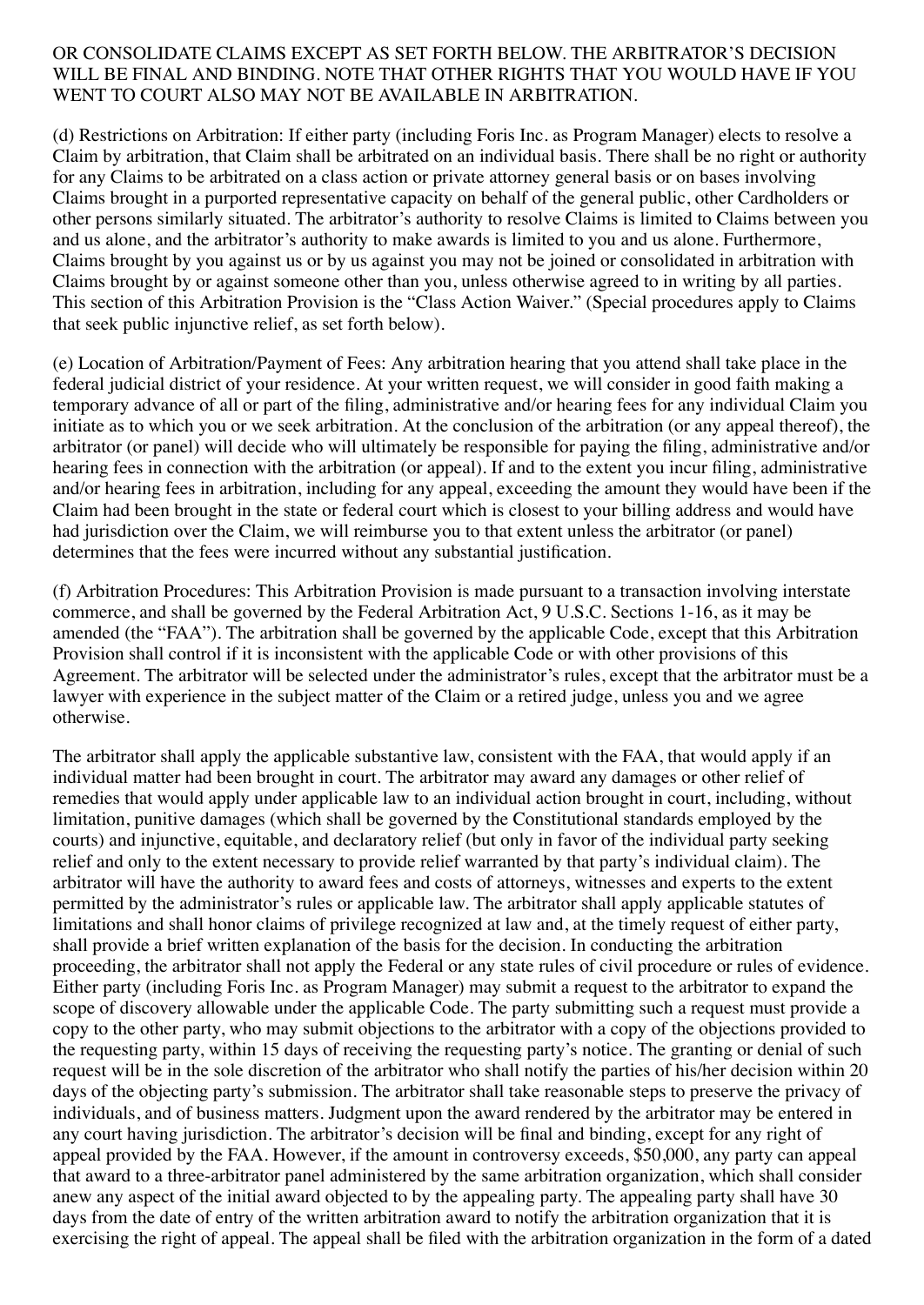OR CONSOLIDATE CLAIMS EXCEPT AS SET FORTH BELOW. THE ARBITRATOR'S DECISION WILL BE FINAL AND BINDING. NOTE THAT OTHER RIGHTS THAT YOU WOULD HAVE IF YOU WENT TO COURT ALSO MAY NOT BE AVAILABLE IN ARBITRATION.

(d) Restrictions on Arbitration: If either party (including Foris Inc. as Program Manager) elects to resolve a Claim by arbitration, that Claim shall be arbitrated on an individual basis. There shall be no right or authority for any Claims to be arbitrated on a class action or private attorney general basis or on bases involving Claims brought in a purported representative capacity on behalf of the general public, other Cardholders or other persons similarly situated. The arbitrator's authority to resolve Claims is limited to Claims between you and us alone, and the arbitrator's authority to make awards is limited to you and us alone. Furthermore, Claims brought by you against us or by us against you may not be joined or consolidated in arbitration with Claims brought by or against someone other than you, unless otherwise agreed to in writing by all parties. This section of this Arbitration Provision is the "Class Action Waiver." (Special procedures apply to Claims that seek public injunctive relief, as set forth below).

(e) Location of Arbitration/Payment of Fees: Any arbitration hearing that you attend shall take place in the federal judicial district of your residence. At your written request, we will consider in good faith making a temporary advance of all or part of the filing, administrative and/or hearing fees for any individual Claim you initiate as to which you or we seek arbitration. At the conclusion of the arbitration (or any appeal thereof), the arbitrator (or panel) will decide who will ultimately be responsible for paying the filing, administrative and/or hearing fees in connection with the arbitration (or appeal). If and to the extent you incur filing, administrative and/or hearing fees in arbitration, including for any appeal, exceeding the amount they would have been if the Claim had been brought in the state or federal court which is closest to your billing address and would have had jurisdiction over the Claim, we will reimburse you to that extent unless the arbitrator (or panel) determines that the fees were incurred without any substantial justification.

(f) Arbitration Procedures: This Arbitration Provision is made pursuant to a transaction involving interstate commerce, and shall be governed by the Federal Arbitration Act, 9 U.S.C. Sections 1-16, as it may be amended (the "FAA"). The arbitration shall be governed by the applicable Code, except that this Arbitration Provision shall control if it is inconsistent with the applicable Code or with other provisions of this Agreement. The arbitrator will be selected under the administrator's rules, except that the arbitrator must be a lawyer with experience in the subject matter of the Claim or a retired judge, unless you and we agree otherwise.

The arbitrator shall apply the applicable substantive law, consistent with the FAA, that would apply if an individual matter had been brought in court. The arbitrator may award any damages or other relief of remedies that would apply under applicable law to an individual action brought in court, including, without limitation, punitive damages (which shall be governed by the Constitutional standards employed by the courts) and injunctive, equitable, and declaratory relief (but only in favor of the individual party seeking relief and only to the extent necessary to provide relief warranted by that party's individual claim). The arbitrator will have the authority to award fees and costs of attorneys, witnesses and experts to the extent permitted by the administrator's rules or applicable law. The arbitrator shall apply applicable statutes of limitations and shall honor claims of privilege recognized at law and, at the timely request of either party, shall provide a brief written explanation of the basis for the decision. In conducting the arbitration proceeding, the arbitrator shall not apply the Federal or any state rules of civil procedure or rules of evidence. Either party (including Foris Inc. as Program Manager) may submit a request to the arbitrator to expand the scope of discovery allowable under the applicable Code. The party submitting such a request must provide a copy to the other party, who may submit objections to the arbitrator with a copy of the objections provided to the requesting party, within 15 days of receiving the requesting party's notice. The granting or denial of such request will be in the sole discretion of the arbitrator who shall notify the parties of his/her decision within 20 days of the objecting party's submission. The arbitrator shall take reasonable steps to preserve the privacy of individuals, and of business matters. Judgment upon the award rendered by the arbitrator may be entered in any court having jurisdiction. The arbitrator's decision will be final and binding, except for any right of appeal provided by the FAA. However, if the amount in controversy exceeds, $50,000, any party can appeal that award to a three-arbitrator panel administered by the same arbitration organization, which shall consider anew any aspect of the initial award objected to by the appealing party. The appealing party shall have 30 days from the date of entry of the written arbitration award to notify the arbitration organization that it is exercising the right of appeal. The appeal shall be filed with the arbitration organization in the form of a dated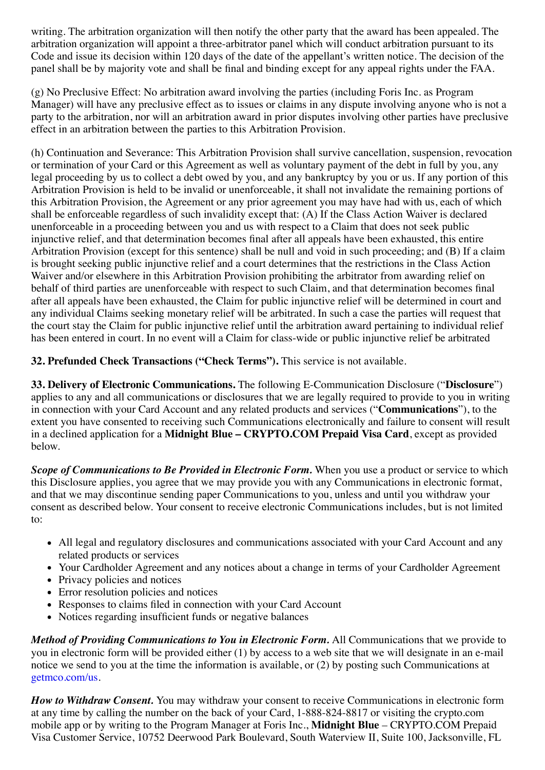writing. The arbitration organization will then notify the other party that the award has been appealed. The arbitration organization will appoint a three-arbitrator panel which will conduct arbitration pursuant to its Code and issue its decision within 120 days of the date of the appellant's written notice. The decision of the panel shall be by majority vote and shall be final and binding except for any appeal rights under the FAA.

(g) No Preclusive Effect: No arbitration award involving the parties (including Foris Inc. as Program Manager) will have any preclusive effect as to issues or claims in any dispute involving anyone who is not a party to the arbitration, nor will an arbitration award in prior disputes involving other parties have preclusive effect in an arbitration between the parties to this Arbitration Provision.

(h) Continuation and Severance: This Arbitration Provision shall survive cancellation, suspension, revocation or termination of your Card or this Agreement as well as voluntary payment of the debt in full by you, any legal proceeding by us to collect a debt owed by you, and any bankruptcy by you or us. If any portion of this Arbitration Provision is held to be invalid or unenforceable, it shall not invalidate the remaining portions of this Arbitration Provision, the Agreement or any prior agreement you may have had with us, each of which shall be enforceable regardless of such invalidity except that: (A) If the Class Action Waiver is declared unenforceable in a proceeding between you and us with respect to a Claim that does not seek public injunctive relief, and that determination becomes final after all appeals have been exhausted, this entire Arbitration Provision (except for this sentence) shall be null and void in such proceeding; and (B) If a claim is brought seeking public injunctive relief and a court determines that the restrictions in the Class Action Waiver and/or elsewhere in this Arbitration Provision prohibiting the arbitrator from awarding relief on behalf of third parties are unenforceable with respect to such Claim, and that determination becomes final after all appeals have been exhausted, the Claim for public injunctive relief will be determined in court and any individual Claims seeking monetary relief will be arbitrated. In such a case the parties will request that the court stay the Claim for public injunctive relief until the arbitration award pertaining to individual relief has been entered in court. In no event will a Claim for class-wide or public injunctive relief be arbitrated

**32. Prefunded Check Transactions ("Check Terms").** This service is not available.

**33. Delivery of Electronic Communications.** The following E-Communication Disclosure ("**Disclosure**") applies to any and all communications or disclosures that we are legally required to provide to you in writing in connection with your Card Account and any related products and services ("**Communications**"), to the extent you have consented to receiving such Communications electronically and failure to consent will result in a declined application for a **Midnight Blue – CRYPTO.COM Prepaid Visa Card**, except as provided below.

***Scope of Communications to Be Provided in Electronic Form.*** When you use a product or service to which this Disclosure applies, you agree that we may provide you with any Communications in electronic format, and that we may discontinue sending paper Communications to you, unless and until you withdraw your consent as described below. Your consent to receive electronic Communications includes, but is not limited to:

- All legal and regulatory disclosures and communications associated with your Card Account and any related products or services
- Your Cardholder Agreement and any notices about a change in terms of your Cardholder Agreement
- Privacy policies and notices
- Error resolution policies and notices
- Responses to claims filed in connection with your Card Account
- Notices regarding insufficient funds or negative balances

***Method of Providing Communications to You in Electronic Form.*** All Communications that we provide to you in electronic form will be provided either (1) by access to a web site that we will designate in an e-mail notice we send to you at the time the information is available, or (2) by posting such Communications at getmco.com/us.

***How to Withdraw Consent.*** You may withdraw your consent to receive Communications in electronic form at any time by calling the number on the back of your Card, 1-888-824-8817 or visiting the crypto.com mobile app or by writing to the Program Manager at Foris Inc., **Midnight Blue** – CRYPTO.COM Prepaid Visa Customer Service, 10752 Deerwood Park Boulevard, South Waterview II, Suite 100, Jacksonville, FL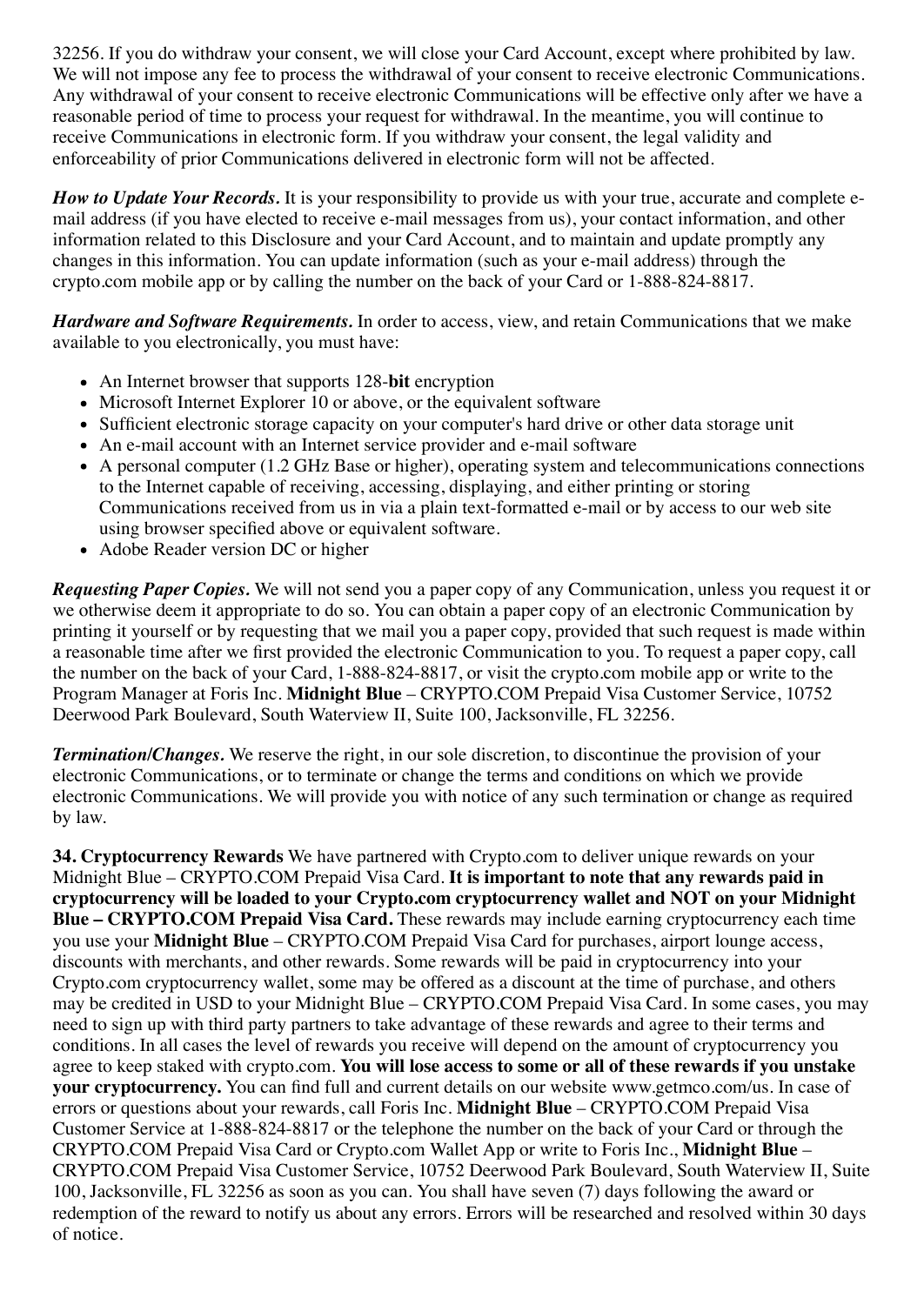32256. If you do withdraw your consent, we will close your Card Account, except where prohibited by law. We will not impose any fee to process the withdrawal of your consent to receive electronic Communications. Any withdrawal of your consent to receive electronic Communications will be effective only after we have a reasonable period of time to process your request for withdrawal. In the meantime, you will continue to receive Communications in electronic form. If you withdraw your consent, the legal validity and enforceability of prior Communications delivered in electronic form will not be affected.

***How to Update Your Records.*** It is your responsibility to provide us with your true, accurate and complete e-mail address (if you have elected to receive e-mail messages from us), your contact information, and other information related to this Disclosure and your Card Account, and to maintain and update promptly any changes in this information. You can update information (such as your e-mail address) through the crypto.com mobile app or by calling the number on the back of your Card or 1-888-824-8817.

***Hardware and Software Requirements.*** In order to access, view, and retain Communications that we make available to you electronically, you must have:

- An Internet browser that supports 128-**bit** encryption
- Microsoft Internet Explorer 10 or above, or the equivalent software
- Sufficient electronic storage capacity on your computer's hard drive or other data storage unit
- An e-mail account with an Internet service provider and e-mail software
- A personal computer (1.2 GHz Base or higher), operating system and telecommunications connections to the Internet capable of receiving, accessing, displaying, and either printing or storing Communications received from us in via a plain text-formatted e-mail or by access to our web site using browser specified above or equivalent software.
- Adobe Reader version DC or higher

***Requesting Paper Copies.*** We will not send you a paper copy of any Communication, unless you request it or we otherwise deem it appropriate to do so. You can obtain a paper copy of an electronic Communication by printing it yourself or by requesting that we mail you a paper copy, provided that such request is made within a reasonable time after we first provided the electronic Communication to you. To request a paper copy, call the number on the back of your Card, 1-888-824-8817, or visit the crypto.com mobile app or write to the Program Manager at Foris Inc. **Midnight Blue** – CRYPTO.COM Prepaid Visa Customer Service, 10752 Deerwood Park Boulevard, South Waterview II, Suite 100, Jacksonville, FL 32256.

***Termination/Changes.*** We reserve the right, in our sole discretion, to discontinue the provision of your electronic Communications, or to terminate or change the terms and conditions on which we provide electronic Communications. We will provide you with notice of any such termination or change as required by law.

**34. Cryptocurrency Rewards** We have partnered with Crypto.com to deliver unique rewards on your Midnight Blue – CRYPTO.COM Prepaid Visa Card. **It is important to note that any rewards paid in cryptocurrency will be loaded to your Crypto.com cryptocurrency wallet and NOT on your Midnight Blue – CRYPTO.COM Prepaid Visa Card.** These rewards may include earning cryptocurrency each time you use your **Midnight Blue** – CRYPTO.COM Prepaid Visa Card for purchases, airport lounge access, discounts with merchants, and other rewards. Some rewards will be paid in cryptocurrency into your Crypto.com cryptocurrency wallet, some may be offered as a discount at the time of purchase, and others may be credited in USD to your Midnight Blue – CRYPTO.COM Prepaid Visa Card. In some cases, you may need to sign up with third party partners to take advantage of these rewards and agree to their terms and conditions. In all cases the level of rewards you receive will depend on the amount of cryptocurrency you agree to keep staked with crypto.com. **You will lose access to some or all of these rewards if you unstake your cryptocurrency.** You can find full and current details on our website www.getmco.com/us. In case of errors or questions about your rewards, call Foris Inc. **Midnight Blue** – CRYPTO.COM Prepaid Visa Customer Service at 1-888-824-8817 or the telephone the number on the back of your Card or through the CRYPTO.COM Prepaid Visa Card or Crypto.com Wallet App or write to Foris Inc., **Midnight Blue** – CRYPTO.COM Prepaid Visa Customer Service, 10752 Deerwood Park Boulevard, South Waterview II, Suite 100, Jacksonville, FL 32256 as soon as you can. You shall have seven (7) days following the award or redemption of the reward to notify us about any errors. Errors will be researched and resolved within 30 days of notice.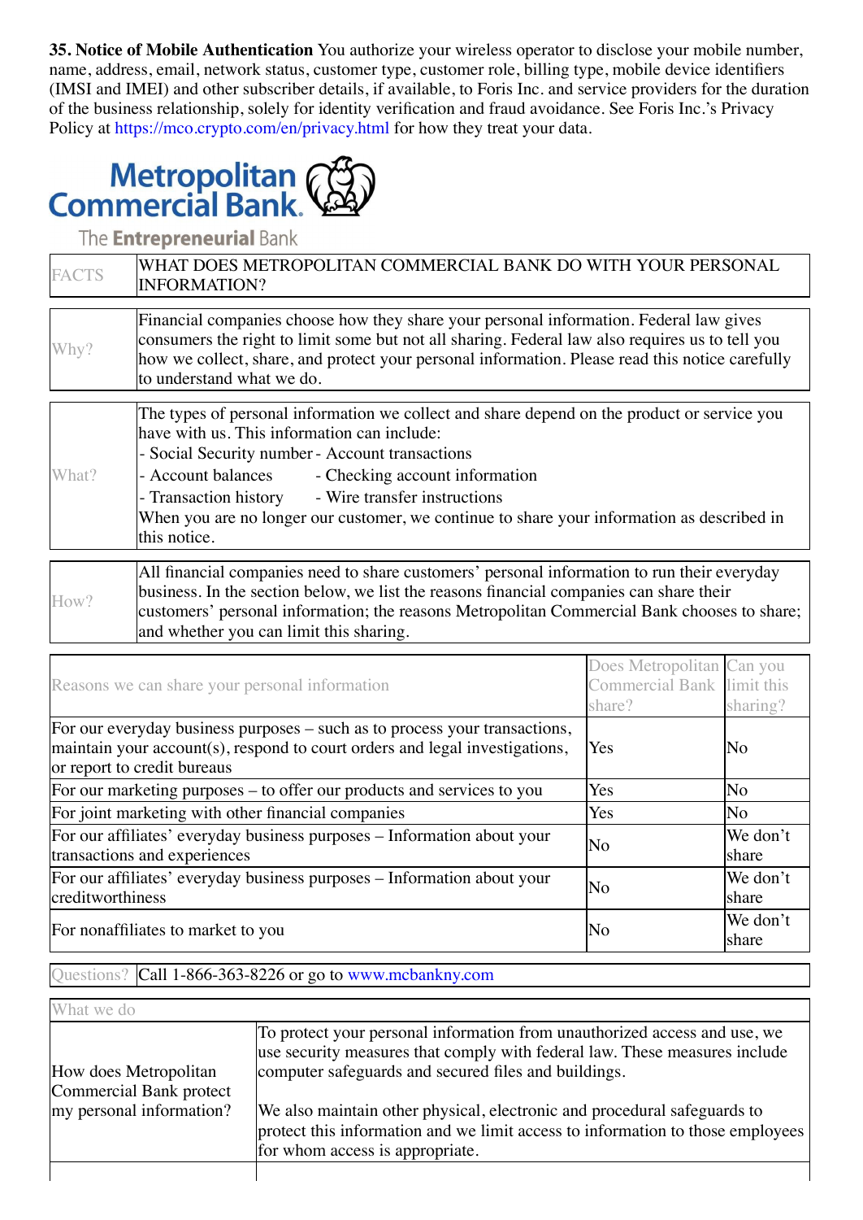**35. Notice of Mobile Authentication** You authorize your wireless operator to disclose your mobile number, name, address, email, network status, customer type, customer role, billing type, mobile device identifiers (IMSI and IMEI) and other subscriber details, if available, to Foris Inc. and service providers for the duration of the business relationship, solely for identity verification and fraud avoidance. See Foris Inc.'s Privacy Policy at https://mco.crypto.com/en/privacy.html for how they treat your data.

Metropolitan Commercial Bank.

The **Entrepreneurial** Bank

| FACTS | WHAT DOES METROPOLITAN COMMERCIAL BANK DO WITH YOUR PERSONAL INFORMATION? |
|---|---|

| | |
|---|---|
| Why? | Financial companies choose how they share your personal information. Federal law gives consumers the right to limit some but not all sharing. Federal law also requires us to tell you how we collect, share, and protect your personal information. Please read this notice carefully to understand what we do. |
| What? | The types of personal information we collect and share depend on the product or service you have with us. This information can include:<br>- Social Security number - Account transactions<br>- Account balances - Checking account information<br>- Transaction history - Wire transfer instructions<br>When you are no longer our customer, we continue to share your information as described in this notice. |
| How? | All financial companies need to share customers' personal information to run their everyday business. In the section below, we list the reasons financial companies can share their customers' personal information; the reasons Metropolitan Commercial Bank chooses to share; and whether you can limit this sharing. |

| Reasons we can share your personal information | Does Metropolitan Commercial Bank share? | Can you limit this sharing? |
|---|---|---|
| For our everyday business purposes – such as to process your transactions, maintain your account(s), respond to court orders and legal investigations, or report to credit bureaus | Yes | No |
| For our marketing purposes – to offer our products and services to you | Yes | No |
| For joint marketing with other financial companies | Yes | No |
| For our affiliates' everyday business purposes – Information about your transactions and experiences | No | We don't share |
| For our affiliates' everyday business purposes – Information about your creditworthiness | No | We don't share |
| For nonaffiliates to market to you | No | We don't share |

| Questions? | Call 1-866-363-8226 or go to www.mcbankny.com |
|---|---|

| What we do | |
|---|---|
| How does Metropolitan Commercial Bank protect my personal information? | To protect your personal information from unauthorized access and use, we use security measures that comply with federal law. These measures include computer safeguards and secured files and buildings.<br><br>We also maintain other physical, electronic and procedural safeguards to protect this information and we limit access to information to those employees for whom access is appropriate. |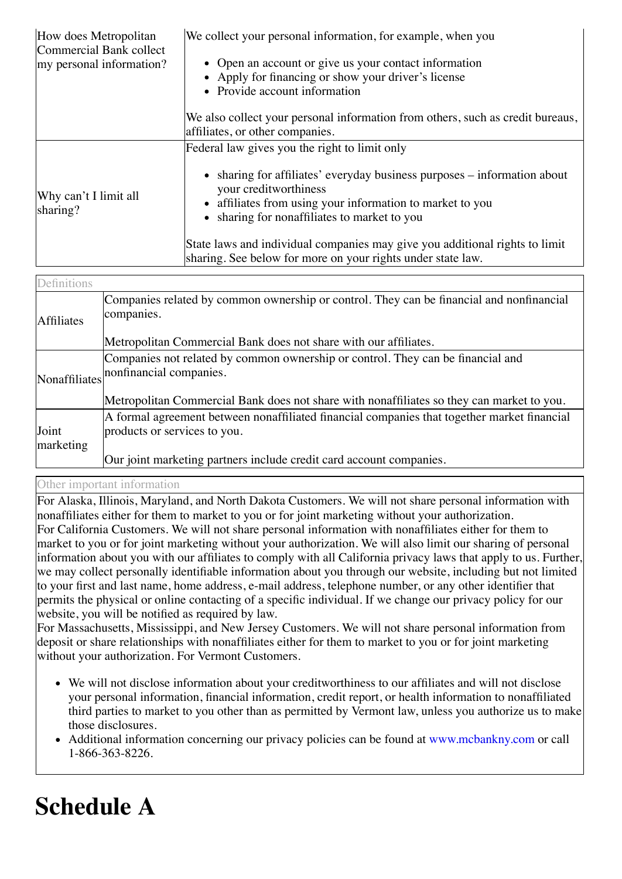| | |
|---|---|
| How does Metropolitan Commercial Bank collect my personal information? | We collect your personal information, for example, when you<br><br>• Open an account or give us your contact information<br>• Apply for financing or show your driver's license<br>• Provide account information<br><br>We also collect your personal information from others, such as credit bureaus, affiliates, or other companies. |
| Why can't I limit all sharing? | Federal law gives you the right to limit only<br><br>• sharing for affiliates' everyday business purposes – information about your creditworthiness<br>• affiliates from using your information to market to you<br>• sharing for nonaffiliates to market to you<br><br>State laws and individual companies may give you additional rights to limit sharing. See below for more on your rights under state law. |

| Definitions | |
|---|---|
| Affiliates | Companies related by common ownership or control. They can be financial and nonfinancial companies.<br><br>Metropolitan Commercial Bank does not share with our affiliates. |
| Nonaffiliates | Companies not related by common ownership or control. They can be financial and nonfinancial companies.<br><br>Metropolitan Commercial Bank does not share with nonaffiliates so they can market to you. |
| Joint marketing | A formal agreement between nonaffiliated financial companies that together market financial products or services to you.<br><br>Our joint marketing partners include credit card account companies. |

Other important information

For Alaska, Illinois, Maryland, and North Dakota Customers. We will not share personal information with nonaffiliates either for them to market to you or for joint marketing without your authorization.
For California Customers. We will not share personal information with nonaffiliates either for them to market to you or for joint marketing without your authorization. We will also limit our sharing of personal information about you with our affiliates to comply with all California privacy laws that apply to us. Further, we may collect personally identifiable information about you through our website, including but not limited to your first and last name, home address, e-mail address, telephone number, or any other identifier that permits the physical or online contacting of a specific individual. If we change our privacy policy for our website, you will be notified as required by law.
For Massachusetts, Mississippi, and New Jersey Customers. We will not share personal information from deposit or share relationships with nonaffiliates either for them to market to you or for joint marketing without your authorization. For Vermont Customers.

- We will not disclose information about your creditworthiness to our affiliates and will not disclose your personal information, financial information, credit report, or health information to nonaffiliated third parties to market to you other than as permitted by Vermont law, unless you authorize us to make those disclosures.
- Additional information concerning our privacy policies can be found at www.mcbankny.com or call 1-866-363-8226.

# Schedule A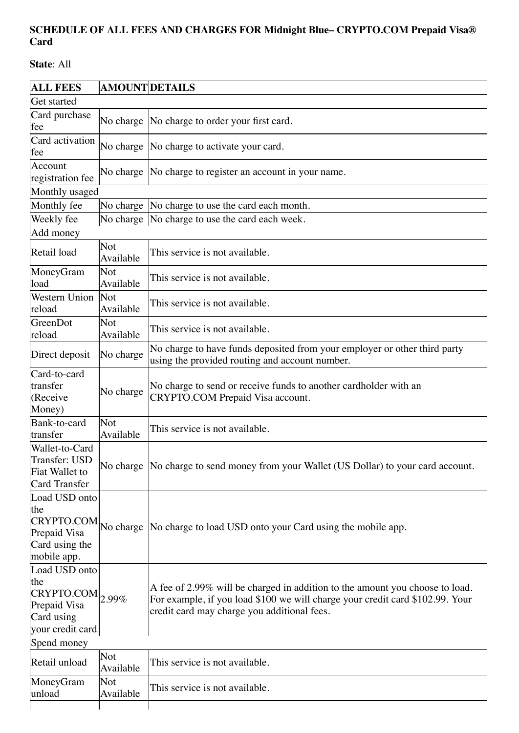**SCHEDULE OF ALL FEES AND CHARGES FOR Midnight Blue– CRYPTO.COM Prepaid Visa® Card**

**State**: All

| ALL FEES | AMOUNT | DETAILS |
|---|---|---|
| Get started | | |
| Card purchase fee | No charge | No charge to order your first card. |
| Card activation fee | No charge | No charge to activate your card. |
| Account registration fee | No charge | No charge to register an account in your name. |
| Monthly usaged | | |
| Monthly fee | No charge | No charge to use the card each month. |
| Weekly fee | No charge | No charge to use the card each week. |
| Add money | | |
| Retail load | Not Available | This service is not available. |
| MoneyGram load | Not Available | This service is not available. |
| Western Union reload | Not Available | This service is not available. |
| GreenDot reload | Not Available | This service is not available. |
| Direct deposit | No charge | No charge to have funds deposited from your employer or other third party using the provided routing and account number. |
| Card-to-card transfer (Receive Money) | No charge | No charge to send or receive funds to another cardholder with an CRYPTO.COM Prepaid Visa account. |
| Bank-to-card transfer | Not Available | This service is not available. |
| Wallet-to-Card Transfer: USD Fiat Wallet to Card Transfer | No charge | No charge to send money from your Wallet (US Dollar) to your card account. |
| Load USD onto the CRYPTO.COM Prepaid Visa Card using the mobile app. | No charge | No charge to load USD onto your Card using the mobile app. |
| Load USD onto the CRYPTO.COM Prepaid Visa Card using your credit card | 2.99% | A fee of 2.99% will be charged in addition to the amount you choose to load. For example, if you load $100 we will charge your credit card $102.99. Your credit card may charge you additional fees. |
| Spend money | | |
| Retail unload | Not Available | This service is not available. |
| MoneyGram unload | Not Available | This service is not available. |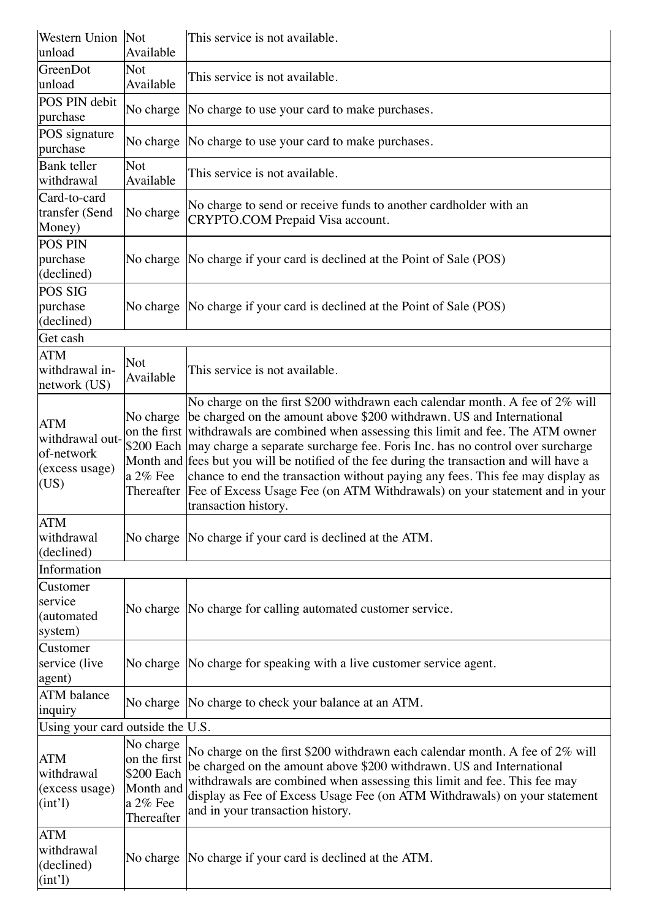| | | |
|---|---|---|
| Western Union unload | Not Available | This service is not available. |
| GreenDot unload | Not Available | This service is not available. |
| POS PIN debit purchase | No charge | No charge to use your card to make purchases. |
| POS signature purchase | No charge | No charge to use your card to make purchases. |
| Bank teller withdrawal | Not Available | This service is not available. |
| Card-to-card transfer (Send Money) | No charge | No charge to send or receive funds to another cardholder with an CRYPTO.COM Prepaid Visa account. |
| POS PIN purchase (declined) | No charge | No charge if your card is declined at the Point of Sale (POS) |
| POS SIG purchase (declined) | No charge | No charge if your card is declined at the Point of Sale (POS) |
| Get cash | | |
| ATM withdrawal in-network (US) | Not Available | This service is not available. |
| ATM withdrawal out-of-network (excess usage) (US) | No charge on the first $200 Each Month and a 2% Fee Thereafter | No charge on the first $200 withdrawn each calendar month. A fee of 2% will be charged on the amount above $200 withdrawn. US and International withdrawals are combined when assessing this limit and fee. The ATM owner may charge a separate surcharge fee. Foris Inc. has no control over surcharge fees but you will be notified of the fee during the transaction and will have a chance to end the transaction without paying any fees. This fee may display as Fee of Excess Usage Fee (on ATM Withdrawals) on your statement and in your transaction history. |
| ATM withdrawal (declined) | No charge | No charge if your card is declined at the ATM. |
| Information | | |
| Customer service (automated system) | No charge | No charge for calling automated customer service. |
| Customer service (live agent) | No charge | No charge for speaking with a live customer service agent. |
| ATM balance inquiry | No charge | No charge to check your balance at an ATM. |
| Using your card outside the U.S. | | |
| ATM withdrawal (excess usage) (int'l) | No charge on the first $200 Each Month and a 2% Fee Thereafter | No charge on the first $200 withdrawn each calendar month. A fee of 2% will be charged on the amount above $200 withdrawn. US and International withdrawals are combined when assessing this limit and fee. This fee may display as Fee of Excess Usage Fee (on ATM Withdrawals) on your statement and in your transaction history. |
| ATM withdrawal (declined) (int'l) | No charge | No charge if your card is declined at the ATM. |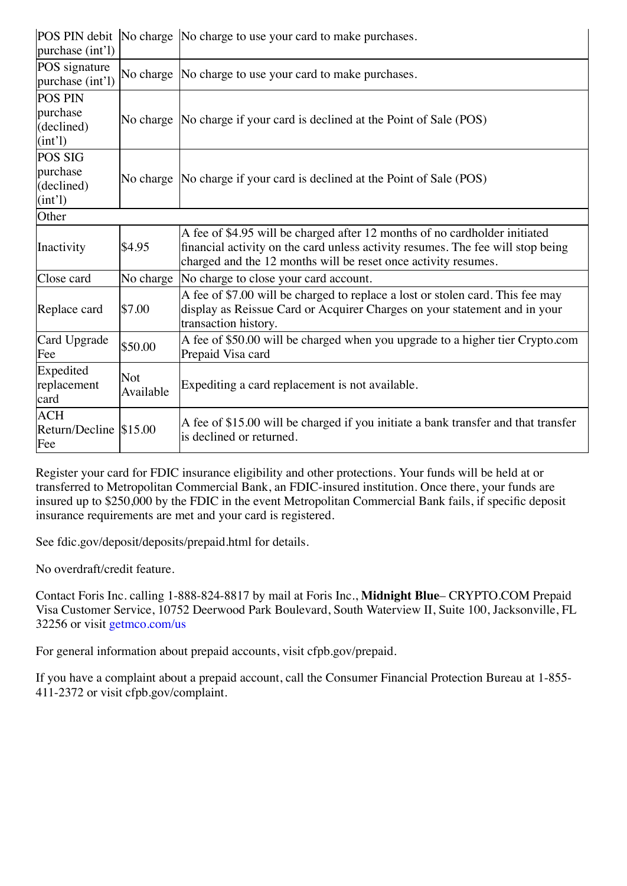| | | |
|---|---|---|
| POS PIN debit purchase (int'l) | No charge | No charge to use your card to make purchases. |
| POS signature purchase (int'l) | No charge | No charge to use your card to make purchases. |
| POS PIN purchase (declined) (int'l) | No charge | No charge if your card is declined at the Point of Sale (POS) |
| POS SIG purchase (declined) (int'l) | No charge | No charge if your card is declined at the Point of Sale (POS) |
| Other | | |
| Inactivity | $4.95 | A fee of $4.95 will be charged after 12 months of no cardholder initiated financial activity on the card unless activity resumes. The fee will stop being charged and the 12 months will be reset once activity resumes. |
| Close card | No charge | No charge to close your card account. |
| Replace card | $7.00 | A fee of $7.00 will be charged to replace a lost or stolen card. This fee may display as Reissue Card or Acquirer Charges on your statement and in your transaction history. |
| Card Upgrade Fee | $50.00 | A fee of $50.00 will be charged when you upgrade to a higher tier Crypto.com Prepaid Visa card |
| Expedited replacement card | Not Available | Expediting a card replacement is not available. |
| ACH Return/Decline Fee | $15.00 | A fee of $15.00 will be charged if you initiate a bank transfer and that transfer is declined or returned. |

Register your card for FDIC insurance eligibility and other protections. Your funds will be held at or transferred to Metropolitan Commercial Bank, an FDIC-insured institution. Once there, your funds are insured up to $250,000 by the FDIC in the event Metropolitan Commercial Bank fails, if specific deposit insurance requirements are met and your card is registered.

See fdic.gov/deposit/deposits/prepaid.html for details.

No overdraft/credit feature.

Contact Foris Inc. calling 1-888-824-8817 by mail at Foris Inc., **Midnight Blue**– CRYPTO.COM Prepaid Visa Customer Service, 10752 Deerwood Park Boulevard, South Waterview II, Suite 100, Jacksonville, FL 32256 or visit getmco.com/us

For general information about prepaid accounts, visit cfpb.gov/prepaid.

If you have a complaint about a prepaid account, call the Consumer Financial Protection Bureau at 1-855-411-2372 or visit cfpb.gov/complaint.